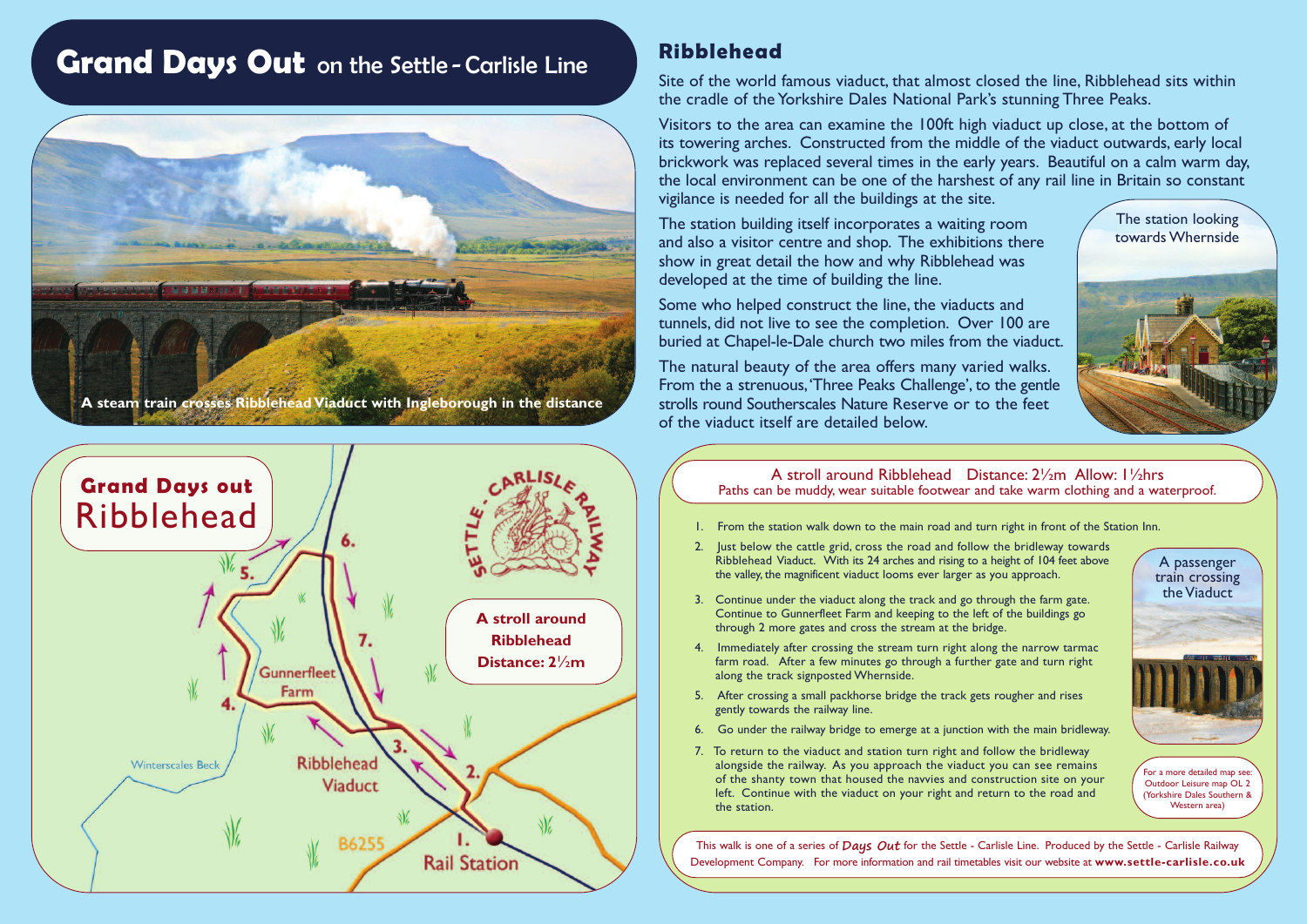# Grand Days Out on the Settle - Carlisle Line

A steam train crosses Ribblehead Viaduct with Ingleborough in the distance

## Ribblehead

Site of the world famous viaduct, that almost closed the line, Ribblehead sits within the cradle of the Yorkshire Dales National Park's stunning Three Peaks.

Visitors to the area can examine the 100ft high viaduct up close, at the bottom of its towering arches. Constructed from the middle of the viaduct outwards, early local brickwork was replaced several times in the early years. Beautiful on a calm warm day, the local environment can be one of the harshest of any rail line in Britain so constant vigilance is needed for all the buildings at the site.

The station building itself incorporates a waiting room and also a visitor centre and shop. The exhibitions there show in great detail the how and why Ribblehead was developed at the time of building the line.

Some who helped construct the line, the viaducts and tunnels, did not live to see the completion. Over 100 are buried at Chapel-le-Dale church two miles from the viaduct.

The natural beauty of the area offers many varied walks. From the a strenuous, 'Three Peaks Challenge', to the gentle strolls round Southerscales Nature Reserve or to the feet of the viaduct itself are detailed below.

The station looking towards Whernside

## Grand Days out Ribblehead

**A stroll around Ribblehead Distance: 2½m**

Gunnerfleet Farm · Winterscales Beck · Ribblehead Viaduct · B6255 · 1. Rail Station · Settle - Carlisle Railway

### A stroll around Ribblehead Distance: 2½m Allow: 1½hrs

Paths can be muddy, wear suitable footwear and take warm clothing and a waterproof.

1. From the station walk down to the main road and turn right in front of the Station Inn.
2. Just below the cattle grid, cross the road and follow the bridleway towards Ribblehead Viaduct. With its 24 arches and rising to a height of 104 feet above the valley, the magnificent viaduct looms ever larger as you approach.
3. Continue under the viaduct along the track and go through the farm gate. Continue to Gunnerfleet Farm and keeping to the left of the buildings go through 2 more gates and cross the stream at the bridge.
4. Immediately after crossing the stream turn right along the narrow tarmac farm road. After a few minutes go through a further gate and turn right along the track signposted Whernside.
5. After crossing a small packhorse bridge the track gets rougher and rises gently towards the railway line.
6. Go under the railway bridge to emerge at a junction with the main bridleway.
7. To return to the viaduct and station turn right and follow the bridleway alongside the railway. As you approach the viaduct you can see remains of the shanty town that housed the navvies and construction site on your left. Continue with the viaduct on your right and return to the road and the station.

A passenger train crossing the Viaduct

For a more detailed map see: Outdoor Leisure map OL 2 (Yorkshire Dales Southern & Western area)

This walk is one of a series of *Days Out* for the Settle - Carlisle Line. Produced by the Settle - Carlisle Railway Development Company. For more information and rail timetables visit our website at **www.settle-carlisle.co.uk**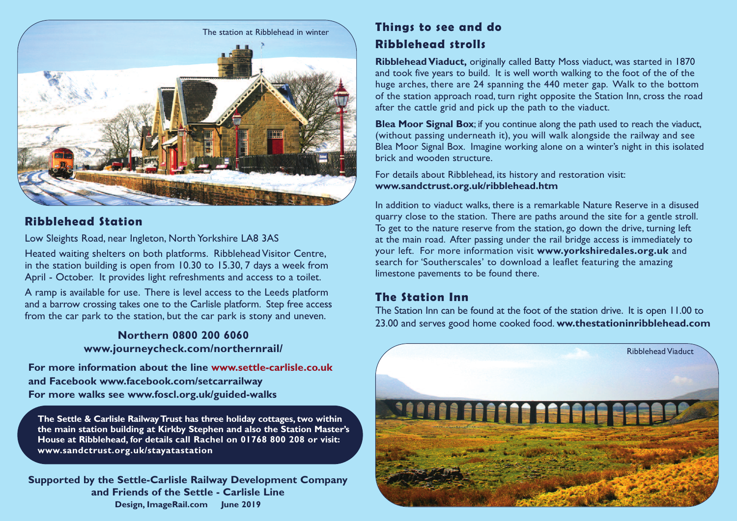The station at Ribblehead in winter

## Ribblehead Station

Low Sleights Road, near Ingleton, North Yorkshire LA8 3AS

Heated waiting shelters on both platforms. Ribblehead Visitor Centre, in the station building is open from 10.30 to 15.30, 7 days a week from April - October. It provides light refreshments and access to a toilet.

A ramp is available for use. There is level access to the Leeds platform and a barrow crossing takes one to the Carlisle platform. Step free access from the car park to the station, but the car park is stony and uneven.

**Northern 0800 200 6060**
**www.journeycheck.com/northernrail/**

**For more information about the line www.settle-carlisle.co.uk**
**and Facebook www.facebook.com/setcarrailway**
**For more walks see www.foscl.org.uk/guided-walks**

**The Settle & Carlisle Railway Trust has three holiday cottages, two within the main station building at Kirkby Stephen and also the Station Master's House at Ribblehead, for details call Rachel on 01768 800 208 or visit: www.sandctrust.org.uk/stayatastation**

**Supported by the Settle-Carlisle Railway Development Company and Friends of the Settle - Carlisle Line**
**Design, ImageRail.com June 2019**

## Things to see and do

## Ribblehead strolls

**Ribblehead Viaduct,** originally called Batty Moss viaduct, was started in 1870 and took five years to build. It is well worth walking to the foot of the of the huge arches, there are 24 spanning the 440 meter gap. Walk to the bottom of the station approach road, turn right opposite the Station Inn, cross the road after the cattle grid and pick up the path to the viaduct.

**Blea Moor Signal Box**; if you continue along the path used to reach the viaduct, (without passing underneath it), you will walk alongside the railway and see Blea Moor Signal Box. Imagine working alone on a winter's night in this isolated brick and wooden structure.

For details about Ribblehead, its history and restoration visit:
**www.sandctrust.org.uk/ribblehead.htm**

In addition to viaduct walks, there is a remarkable Nature Reserve in a disused quarry close to the station. There are paths around the site for a gentle stroll. To get to the nature reserve from the station, go down the drive, turning left at the main road. After passing under the rail bridge access is immediately to your left. For more information visit **www.yorkshiredales.org.uk** and search for 'Southerscales' to download a leaflet featuring the amazing limestone pavements to be found there.

## The Station Inn

The Station Inn can be found at the foot of the station drive. It is open 11.00 to 23.00 and serves good home cooked food. **ww.thestationinribblehead.com**

Ribblehead Viaduct